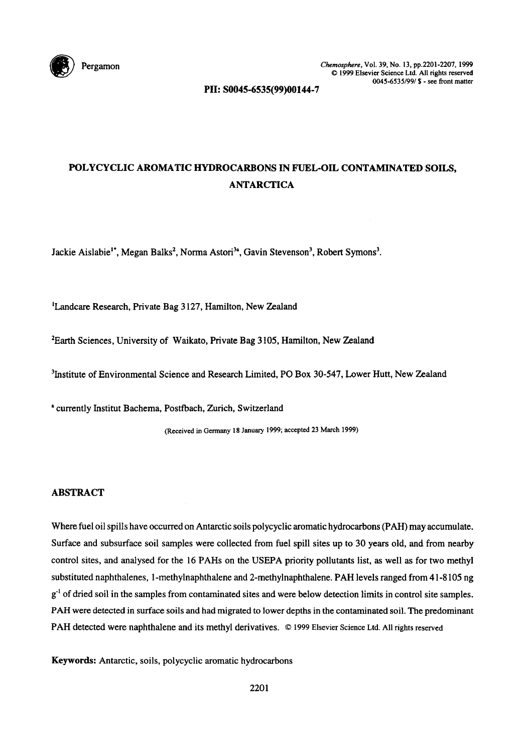PII: S0045-6535(99)00144-7

# POLYCYCLIC AROMATIC HYDROCARBONS IN FUEL-OIL CONTAMINATED SOILS, ANTARCTICA

Jackie Aislabie[1*], Megan Balks[2], Norma Astori[3a], Gavin Stevenson[3], Robert Symons[3].

[1]Landcare Research, Private Bag 3127, Hamilton, New Zealand

[2]Earth Sciences, University of Waikato, Private Bag 3105, Hamilton, New Zealand

[3]Institute of Environmental Science and Research Limited, PO Box 30-547, Lower Hutt, New Zealand

[a] currently Institut Bachema, Postfbach, Zurich, Switzerland

(Received in Germany 18 January 1999; accepted 23 March 1999)

## ABSTRACT

Where fuel oil spills have occurred on Antarctic soils polycyclic aromatic hydrocarbons (PAH) may accumulate. Surface and subsurface soil samples were collected from fuel spill sites up to 30 years old, and from nearby control sites, and analysed for the 16 PAHs on the USEPA priority pollutants list, as well as for two methyl substituted naphthalenes, 1-methylnaphthalene and 2-methylnaphthalene. PAH levels ranged from 41-8105 ng $g^{-1}$ of dried soil in the samples from contaminated sites and were below detection limits in control site samples. PAH were detected in surface soils and had migrated to lower depths in the contaminated soil. The predominant PAH detected were naphthalene and its methyl derivatives. © 1999 Elsevier Science Ltd. All rights reserved

**Keywords:** Antarctic, soils, polycyclic aromatic hydrocarbons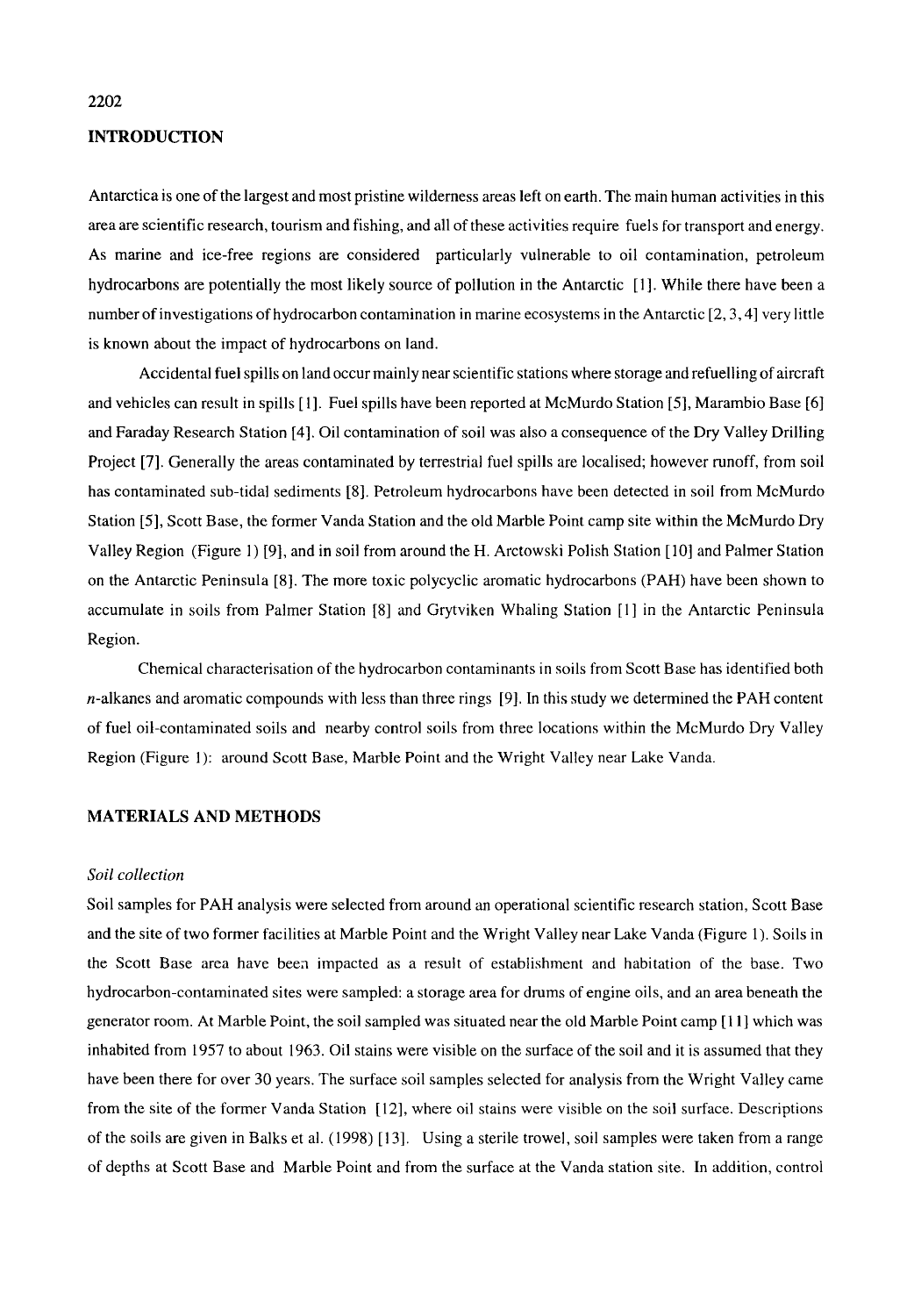## INTRODUCTION

Antarctica is one of the largest and most pristine wilderness areas left on earth. The main human activities in this area are scientific research, tourism and fishing, and all of these activities require fuels for transport and energy. As marine and ice-free regions are considered particularly vulnerable to oil contamination, petroleum hydrocarbons are potentially the most likely source of pollution in the Antarctic [1]. While there have been a number of investigations of hydrocarbon contamination in marine ecosystems in the Antarctic [2, 3, 4] very little is known about the impact of hydrocarbons on land.

Accidental fuel spills on land occur mainly near scientific stations where storage and refuelling of aircraft and vehicles can result in spills [1]. Fuel spills have been reported at McMurdo Station [5], Marambio Base [6] and Faraday Research Station [4]. Oil contamination of soil was also a consequence of the Dry Valley Drilling Project [7]. Generally the areas contaminated by terrestrial fuel spills are localised; however runoff, from soil has contaminated sub-tidal sediments [8]. Petroleum hydrocarbons have been detected in soil from McMurdo Station [5], Scott Base, the former Vanda Station and the old Marble Point camp site within the McMurdo Dry Valley Region (Figure 1) [9], and in soil from around the H. Arctowski Polish Station [10] and Palmer Station on the Antarctic Peninsula [8]. The more toxic polycyclic aromatic hydrocarbons (PAH) have been shown to accumulate in soils from Palmer Station [8] and Grytviken Whaling Station [1] in the Antarctic Peninsula Region.

Chemical characterisation of the hydrocarbon contaminants in soils from Scott Base has identified both *n*-alkanes and aromatic compounds with less than three rings [9]. In this study we determined the PAH content of fuel oil-contaminated soils and nearby control soils from three locations within the McMurdo Dry Valley Region (Figure 1): around Scott Base, Marble Point and the Wright Valley near Lake Vanda.

## MATERIALS AND METHODS

### *Soil collection*

Soil samples for PAH analysis were selected from around an operational scientific research station, Scott Base and the site of two former facilities at Marble Point and the Wright Valley near Lake Vanda (Figure 1). Soils in the Scott Base area have been impacted as a result of establishment and habitation of the base. Two hydrocarbon-contaminated sites were sampled: a storage area for drums of engine oils, and an area beneath the generator room. At Marble Point, the soil sampled was situated near the old Marble Point camp [11] which was inhabited from 1957 to about 1963. Oil stains were visible on the surface of the soil and it is assumed that they have been there for over 30 years. The surface soil samples selected for analysis from the Wright Valley came from the site of the former Vanda Station [12], where oil stains were visible on the soil surface. Descriptions of the soils are given in Balks et al. (1998) [13]. Using a sterile trowel, soil samples were taken from a range of depths at Scott Base and Marble Point and from the surface at the Vanda station site. In addition, control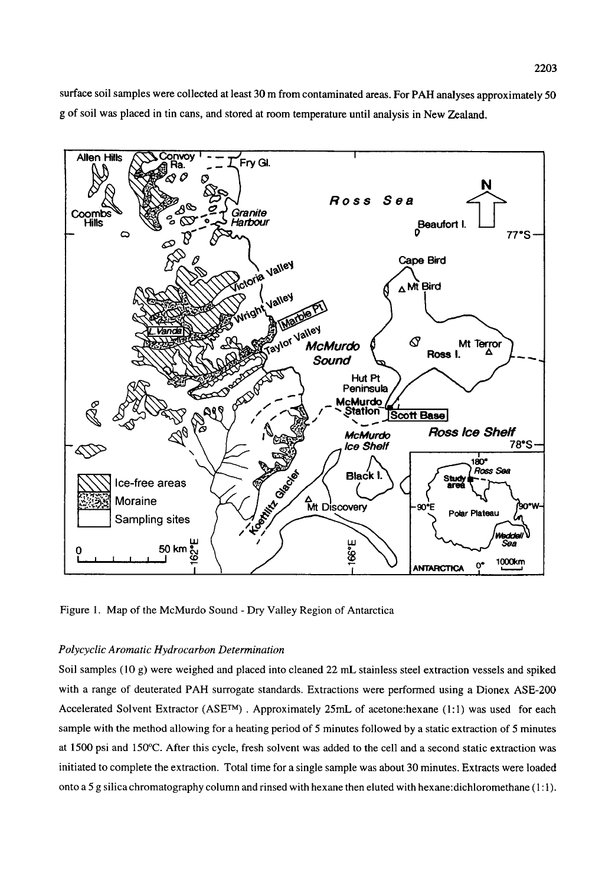surface soil samples were collected at least 30 m from contaminated areas. For PAH analyses approximately 50 g of soil was placed in tin cans, and stored at room temperature until analysis in New Zealand.

Figure 1. Map of the McMurdo Sound - Dry Valley Region of Antarctica

### *Polycyclic Aromatic Hydrocarbon Determination*

Soil samples (10 g) were weighed and placed into cleaned 22 mL stainless steel extraction vessels and spiked with a range of deuterated PAH surrogate standards. Extractions were performed using a Dionex ASE-200 Accelerated Solvent Extractor (ASE™) . Approximately 25mL of acetone:hexane (1:1) was used for each sample with the method allowing for a heating period of 5 minutes followed by a static extraction of 5 minutes at 1500 psi and 150°C. After this cycle, fresh solvent was added to the cell and a second static extraction was initiated to complete the extraction. Total time for a single sample was about 30 minutes. Extracts were loaded onto a 5 g silica chromatography column and rinsed with hexane then eluted with hexane:dichloromethane (1:1).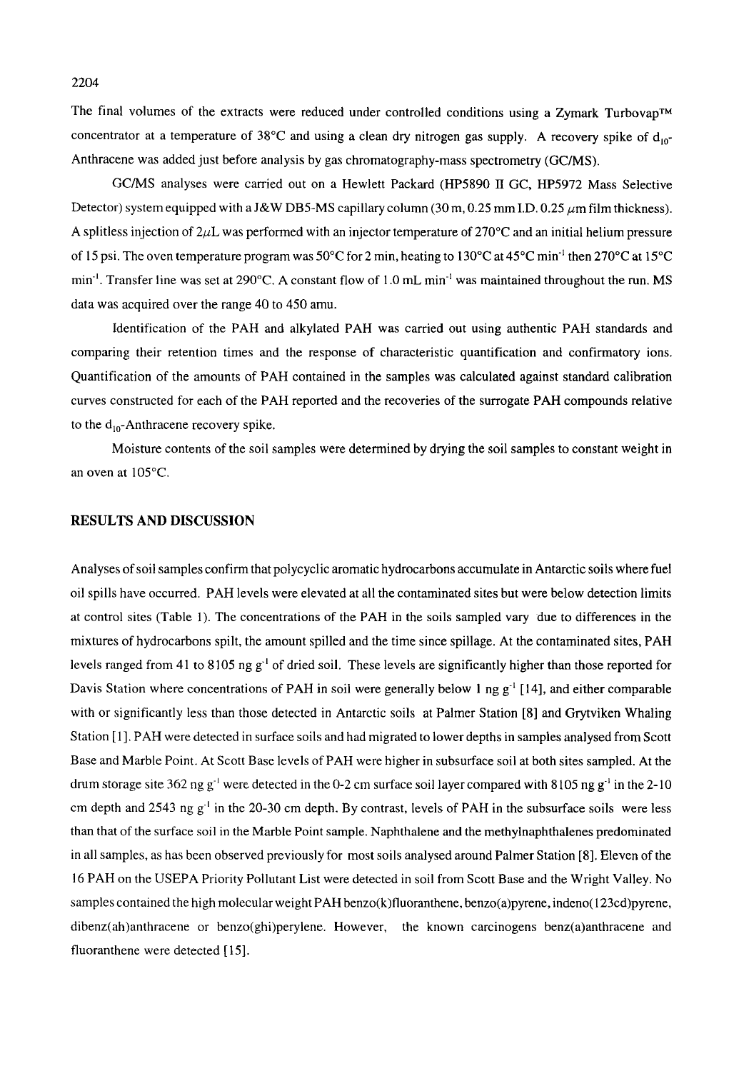The final volumes of the extracts were reduced under controlled conditions using a Zymark Turbovap™ concentrator at a temperature of 38°C and using a clean dry nitrogen gas supply. A recovery spike of $d_{10}$-Anthracene was added just before analysis by gas chromatography-mass spectrometry (GC/MS).

GC/MS analyses were carried out on a Hewlett Packard (HP5890 II GC, HP5972 Mass Selective Detector) system equipped with a J&W DB5-MS capillary column (30 m, 0.25 mm I.D. 0.25 $\mu$m film thickness). A splitless injection of 2$\mu$L was performed with an injector temperature of 270°C and an initial helium pressure of 15 psi. The oven temperature program was 50°C for 2 min, heating to 130°C at 45°C min$^{-1}$ then 270°C at 15°C min$^{-1}$. Transfer line was set at 290°C. A constant flow of 1.0 mL min$^{-1}$ was maintained throughout the run. MS data was acquired over the range 40 to 450 amu.

Identification of the PAH and alkylated PAH was carried out using authentic PAH standards and comparing their retention times and the response of characteristic quantification and confirmatory ions. Quantification of the amounts of PAH contained in the samples was calculated against standard calibration curves constructed for each of the PAH reported and the recoveries of the surrogate PAH compounds relative to the $d_{10}$-Anthracene recovery spike.

Moisture contents of the soil samples were determined by drying the soil samples to constant weight in an oven at 105°C.

## RESULTS AND DISCUSSION

Analyses of soil samples confirm that polycyclic aromatic hydrocarbons accumulate in Antarctic soils where fuel oil spills have occurred. PAH levels were elevated at all the contaminated sites but were below detection limits at control sites (Table 1). The concentrations of the PAH in the soils sampled vary due to differences in the mixtures of hydrocarbons spilt, the amount spilled and the time since spillage. At the contaminated sites, PAH levels ranged from 41 to 8105 ng g$^{-1}$ of dried soil. These levels are significantly higher than those reported for Davis Station where concentrations of PAH in soil were generally below 1 ng g$^{-1}$ [14], and either comparable with or significantly less than those detected in Antarctic soils at Palmer Station [8] and Grytviken Whaling Station [1]. PAH were detected in surface soils and had migrated to lower depths in samples analysed from Scott Base and Marble Point. At Scott Base levels of PAH were higher in subsurface soil at both sites sampled. At the drum storage site 362 ng g$^{-1}$ were detected in the 0-2 cm surface soil layer compared with 8105 ng g$^{-1}$ in the 2-10 cm depth and 2543 ng g$^{-1}$ in the 20-30 cm depth. By contrast, levels of PAH in the subsurface soils were less than that of the surface soil in the Marble Point sample. Naphthalene and the methylnaphthalenes predominated in all samples, as has been observed previously for most soils analysed around Palmer Station [8]. Eleven of the 16 PAH on the USEPA Priority Pollutant List were detected in soil from Scott Base and the Wright Valley. No samples contained the high molecular weight PAH benzo(k)fluoranthene, benzo(a)pyrene, indeno(123cd)pyrene, dibenz(ah)anthracene or benzo(ghi)perylene. However, the known carcinogens benz(a)anthracene and fluoranthene were detected [15].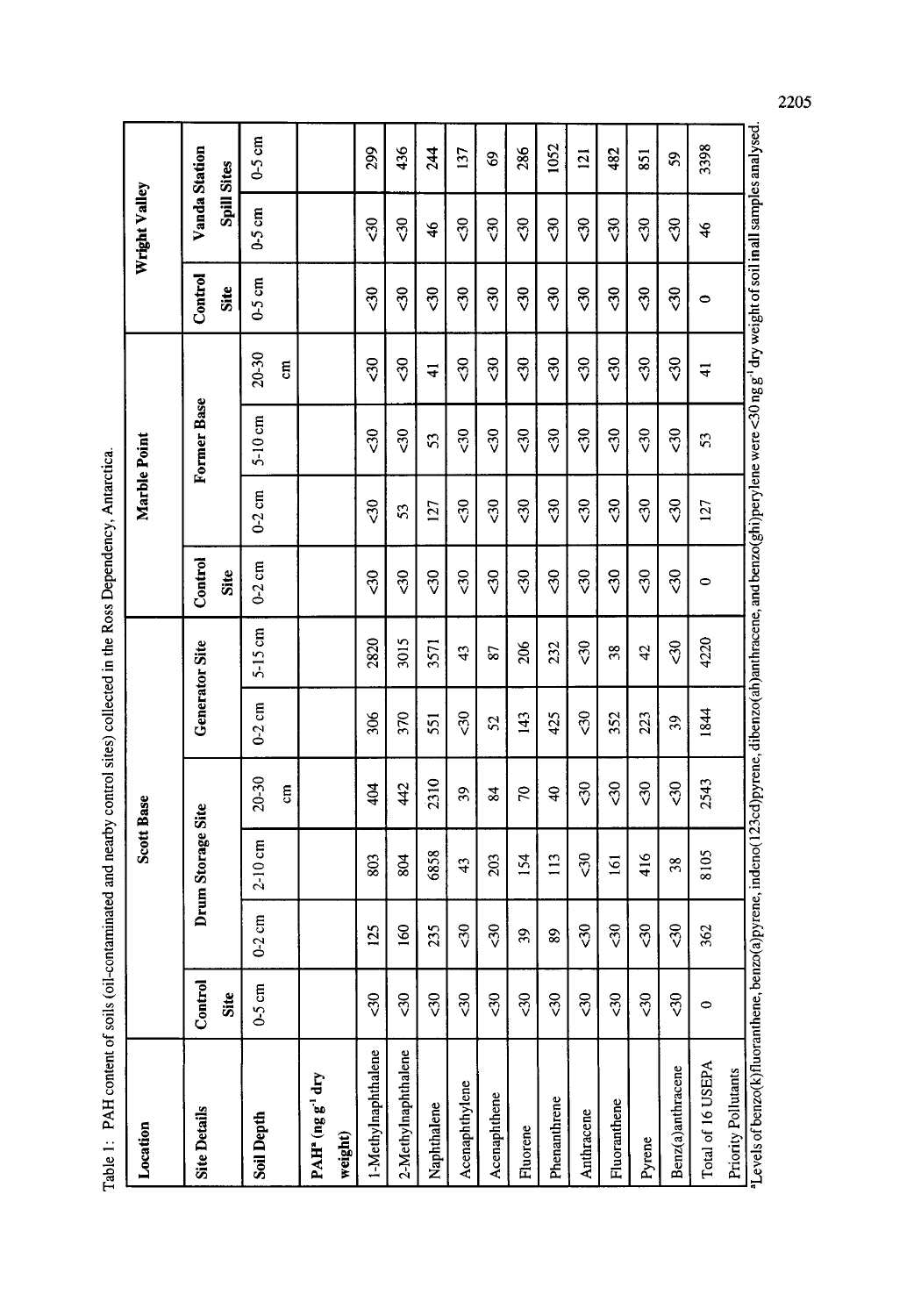Table 1: PAH content of soils (oil-contaminated and nearby control sites) collected in the Ross Dependency, Antarctica.

| Location | Scott Base | | | | | | Marble Point | | | | Wright Valley | | |
|---|---|---|---|---|---|---|---|---|---|---|---|---|---|
| Site Details | Control Site | Drum Storage Site | | | Generator Site | | Control Site | Former Base | | | Control Site | Vanda Station Spill Sites | |
| Soil Depth | 0-5 cm | 0-2 cm | 2-10 cm | 20-30 cm | 0-2 cm | 5-15 cm | 0-2 cm | 0-2 cm | 5-10 cm | 20-30 cm | 0-5 cm | 0-5 cm | 0-5 cm |
| PAH[a] (ng $g^{-1}$ dry weight) | | | | | | | | | | | | | |
| 1-Methylnaphthalene | <30 | 125 | 803 | 404 | 306 | 2820 | <30 | <30 | <30 | <30 | <30 | <30 | 299 |
| 2-Methylnaphthalene | <30 | 160 | 804 | 442 | 370 | 3015 | <30 | 53 | <30 | <30 | <30 | <30 | 436 |
| Naphthalene | <30 | 235 | 6858 | 2310 | 551 | 3571 | <30 | 127 | 53 | 41 | <30 | 46 | 244 |
| Acenaphthylene | <30 | <30 | 43 | 39 | <30 | 43 | <30 | <30 | <30 | <30 | <30 | <30 | 137 |
| Acenaphthene | <30 | <30 | 203 | 84 | 52 | 87 | <30 | <30 | <30 | <30 | <30 | <30 | 69 |
| Fluorene | <30 | 39 | 154 | 70 | 143 | 206 | <30 | <30 | <30 | <30 | <30 | <30 | 286 |
| Phenanthrene | <30 | 89 | 113 | 40 | 425 | 232 | <30 | <30 | <30 | <30 | <30 | <30 | 1052 |
| Anthracene | <30 | <30 | <30 | <30 | <30 | <30 | <30 | <30 | <30 | <30 | <30 | <30 | 121 |
| Fluoranthene | <30 | <30 | 161 | <30 | 352 | 38 | <30 | <30 | <30 | <30 | <30 | <30 | 482 |
| Pyrene | <30 | <30 | 416 | <30 | 223 | 42 | <30 | <30 | <30 | <30 | <30 | <30 | 851 |
| Benz(a)anthracene | <30 | <30 | 38 | <30 | 39 | <30 | <30 | <30 | <30 | <30 | <30 | <30 | 59 |
| Total of 16 USEPA Priority Pollutants | 0 | 362 | 8105 | 2543 | 1844 | 4220 | 0 | 127 | 53 | 41 | 0 | 46 | 3398 |

[a]Levels of benzo(k)fluoranthene, benzo(a)pyrene, indeno(123cd)pyrene, dibenzo(ah)anthracene, and benzo(ghi)perylene were <30 ng $g^{-1}$ dry weight of soil in all samples analysed.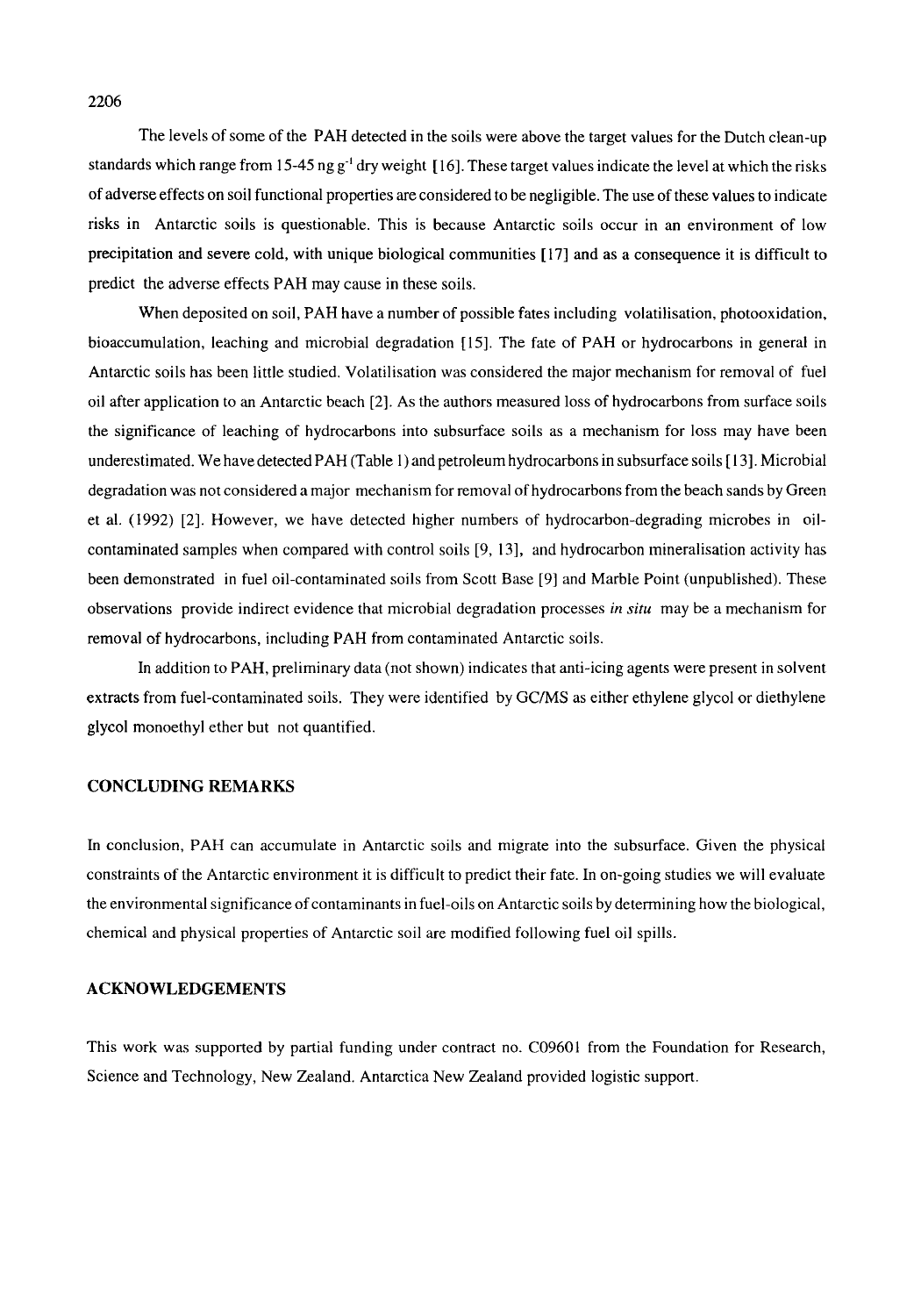The levels of some of the PAH detected in the soils were above the target values for the Dutch clean-up standards which range from 15-45 ng $g^{-1}$ dry weight [16]. These target values indicate the level at which the risks of adverse effects on soil functional properties are considered to be negligible. The use of these values to indicate risks in Antarctic soils is questionable. This is because Antarctic soils occur in an environment of low precipitation and severe cold, with unique biological communities [17] and as a consequence it is difficult to predict the adverse effects PAH may cause in these soils.

When deposited on soil, PAH have a number of possible fates including volatilisation, photooxidation, bioaccumulation, leaching and microbial degradation [15]. The fate of PAH or hydrocarbons in general in Antarctic soils has been little studied. Volatilisation was considered the major mechanism for removal of fuel oil after application to an Antarctic beach [2]. As the authors measured loss of hydrocarbons from surface soils the significance of leaching of hydrocarbons into subsurface soils as a mechanism for loss may have been underestimated. We have detected PAH (Table 1) and petroleum hydrocarbons in subsurface soils [13]. Microbial degradation was not considered a major mechanism for removal of hydrocarbons from the beach sands by Green et al. (1992) [2]. However, we have detected higher numbers of hydrocarbon-degrading microbes in oil-contaminated samples when compared with control soils [9, 13], and hydrocarbon mineralisation activity has been demonstrated in fuel oil-contaminated soils from Scott Base [9] and Marble Point (unpublished). These observations provide indirect evidence that microbial degradation processes *in situ* may be a mechanism for removal of hydrocarbons, including PAH from contaminated Antarctic soils.

In addition to PAH, preliminary data (not shown) indicates that anti-icing agents were present in solvent extracts from fuel-contaminated soils. They were identified by GC/MS as either ethylene glycol or diethylene glycol monoethyl ether but not quantified.

## CONCLUDING REMARKS

In conclusion, PAH can accumulate in Antarctic soils and migrate into the subsurface. Given the physical constraints of the Antarctic environment it is difficult to predict their fate. In on-going studies we will evaluate the environmental significance of contaminants in fuel-oils on Antarctic soils by determining how the biological, chemical and physical properties of Antarctic soil are modified following fuel oil spills.

## ACKNOWLEDGEMENTS

This work was supported by partial funding under contract no. C09601 from the Foundation for Research, Science and Technology, New Zealand. Antarctica New Zealand provided logistic support.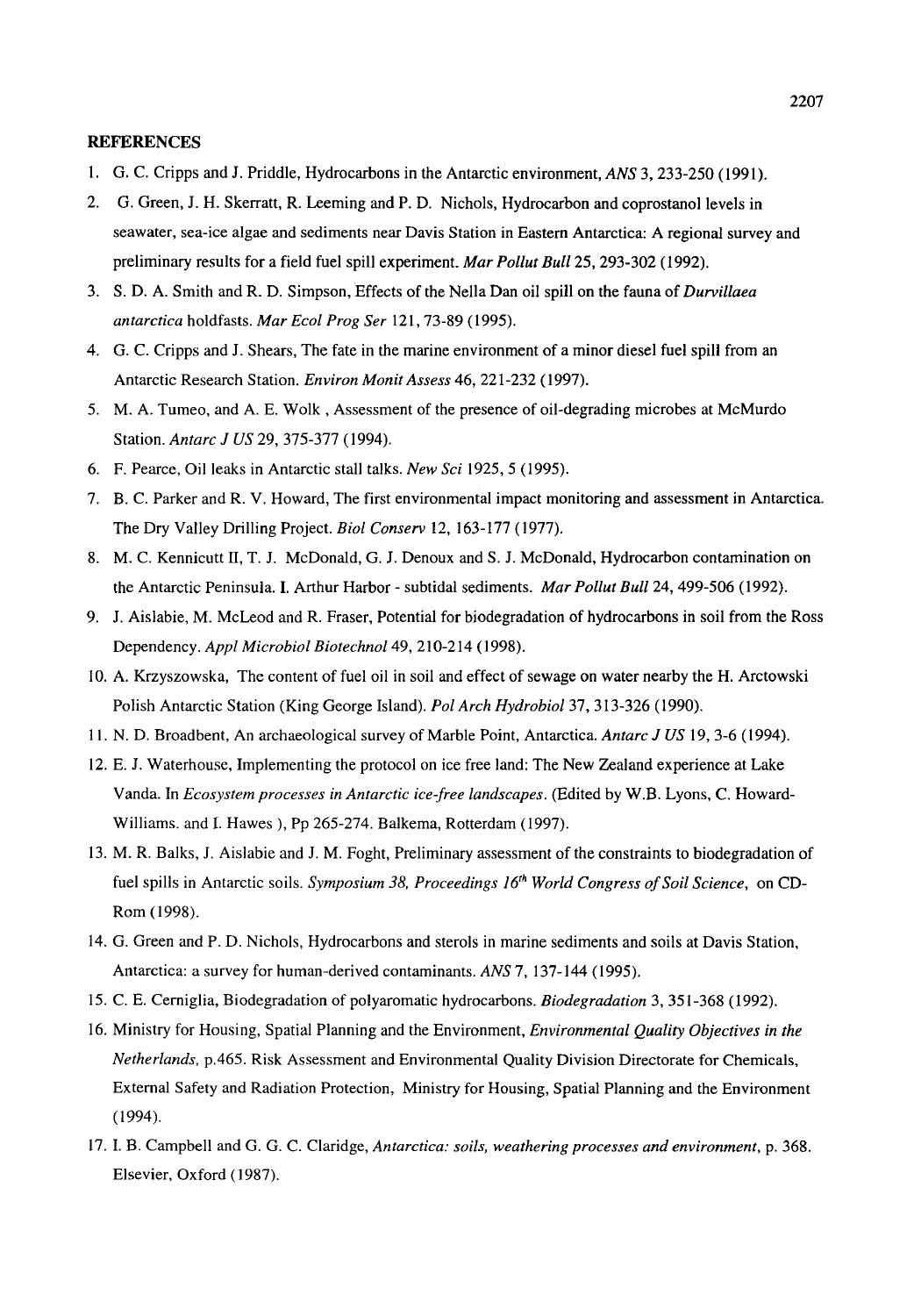## REFERENCES

1. G. C. Cripps and J. Priddle, Hydrocarbons in the Antarctic environment, *ANS* 3, 233-250 (1991).
2. G. Green, J. H. Skerratt, R. Leeming and P. D. Nichols, Hydrocarbon and coprostanol levels in seawater, sea-ice algae and sediments near Davis Station in Eastern Antarctica: A regional survey and preliminary results for a field fuel spill experiment. *Mar Pollut Bull* 25, 293-302 (1992).
3. S. D. A. Smith and R. D. Simpson, Effects of the Nella Dan oil spill on the fauna of *Durvillaea antarctica* holdfasts. *Mar Ecol Prog Ser* 121, 73-89 (1995).
4. G. C. Cripps and J. Shears, The fate in the marine environment of a minor diesel fuel spill from an Antarctic Research Station. *Environ Monit Assess* 46, 221-232 (1997).
5. M. A. Tumeo, and A. E. Wolk , Assessment of the presence of oil-degrading microbes at McMurdo Station. *Antarc J US* 29, 375-377 (1994).
6. F. Pearce, Oil leaks in Antarctic stall talks. *New Sci* 1925, 5 (1995).
7. B. C. Parker and R. V. Howard, The first environmental impact monitoring and assessment in Antarctica. The Dry Valley Drilling Project. *Biol Conserv* 12, 163-177 (1977).
8. M. C. Kennicutt II, T. J. McDonald, G. J. Denoux and S. J. McDonald, Hydrocarbon contamination on the Antarctic Peninsula. I. Arthur Harbor - subtidal sediments. *Mar Pollut Bull* 24, 499-506 (1992).
9. J. Aislabie, M. McLeod and R. Fraser, Potential for biodegradation of hydrocarbons in soil from the Ross Dependency. *Appl Microbiol Biotechnol* 49, 210-214 (1998).
10. A. Krzyszowska, The content of fuel oil in soil and effect of sewage on water nearby the H. Arctowski Polish Antarctic Station (King George Island). *Pol Arch Hydrobiol* 37, 313-326 (1990).
11. N. D. Broadbent, An archaeological survey of Marble Point, Antarctica. *Antarc J US* 19, 3-6 (1994).
12. E. J. Waterhouse, Implementing the protocol on ice free land: The New Zealand experience at Lake Vanda. In *Ecosystem processes in Antarctic ice-free landscapes*. (Edited by W.B. Lyons, C. Howard-Williams. and I. Hawes ), Pp 265-274. Balkema, Rotterdam (1997).
13. M. R. Balks, J. Aislabie and J. M. Foght, Preliminary assessment of the constraints to biodegradation of fuel spills in Antarctic soils. *Symposium 38, Proceedings 16th World Congress of Soil Science*, on CD-Rom (1998).
14. G. Green and P. D. Nichols, Hydrocarbons and sterols in marine sediments and soils at Davis Station, Antarctica: a survey for human-derived contaminants. *ANS* 7, 137-144 (1995).
15. C. E. Cerniglia, Biodegradation of polyaromatic hydrocarbons. *Biodegradation* 3, 351-368 (1992).
16. Ministry for Housing, Spatial Planning and the Environment, *Environmental Quality Objectives in the Netherlands*, p.465. Risk Assessment and Environmental Quality Division Directorate for Chemicals, External Safety and Radiation Protection, Ministry for Housing, Spatial Planning and the Environment (1994).
17. I. B. Campbell and G. G. C. Claridge, *Antarctica: soils, weathering processes and environment*, p. 368. Elsevier, Oxford (1987).